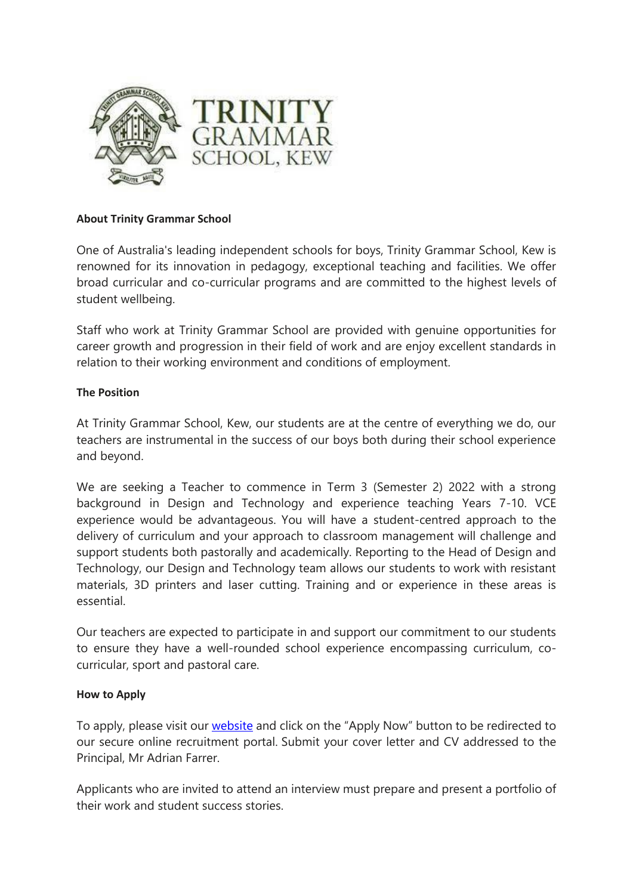**About Trinity Grammar School**

One of Australia's leading independent schools for boys, Trinity Grammar School, Kew is renowned for its innovation in pedagogy, exceptional teaching and facilities. We offer broad curricular and co-curricular programs and are committed to the highest levels of student wellbeing.

Staff who work at Trinity Grammar School are provided with genuine opportunities for career growth and progression in their field of work and are enjoy excellent standards in relation to their working environment and conditions of employment.

**The Position**

At Trinity Grammar School, Kew, our students are at the centre of everything we do, our teachers are instrumental in the success of our boys both during their school experience and beyond.

We are seeking a Teacher to commence in Term 3 (Semester 2) 2022 with a strong background in Design and Technology and experience teaching Years 7-10. VCE experience would be advantageous. You will have a student-centred approach to the delivery of curriculum and your approach to classroom management will challenge and support students both pastorally and academically. Reporting to the Head of Design and Technology, our Design and Technology team allows our students to work with resistant materials, 3D printers and laser cutting. Training and or experience in these areas is essential.

Our teachers are expected to participate in and support our commitment to our students to ensure they have a well-rounded school experience encompassing curriculum, co-curricular, sport and pastoral care.

**How to Apply**

To apply, please visit our website and click on the "Apply Now" button to be redirected to our secure online recruitment portal. Submit your cover letter and CV addressed to the Principal, Mr Adrian Farrer.

Applicants who are invited to attend an interview must prepare and present a portfolio of their work and student success stories.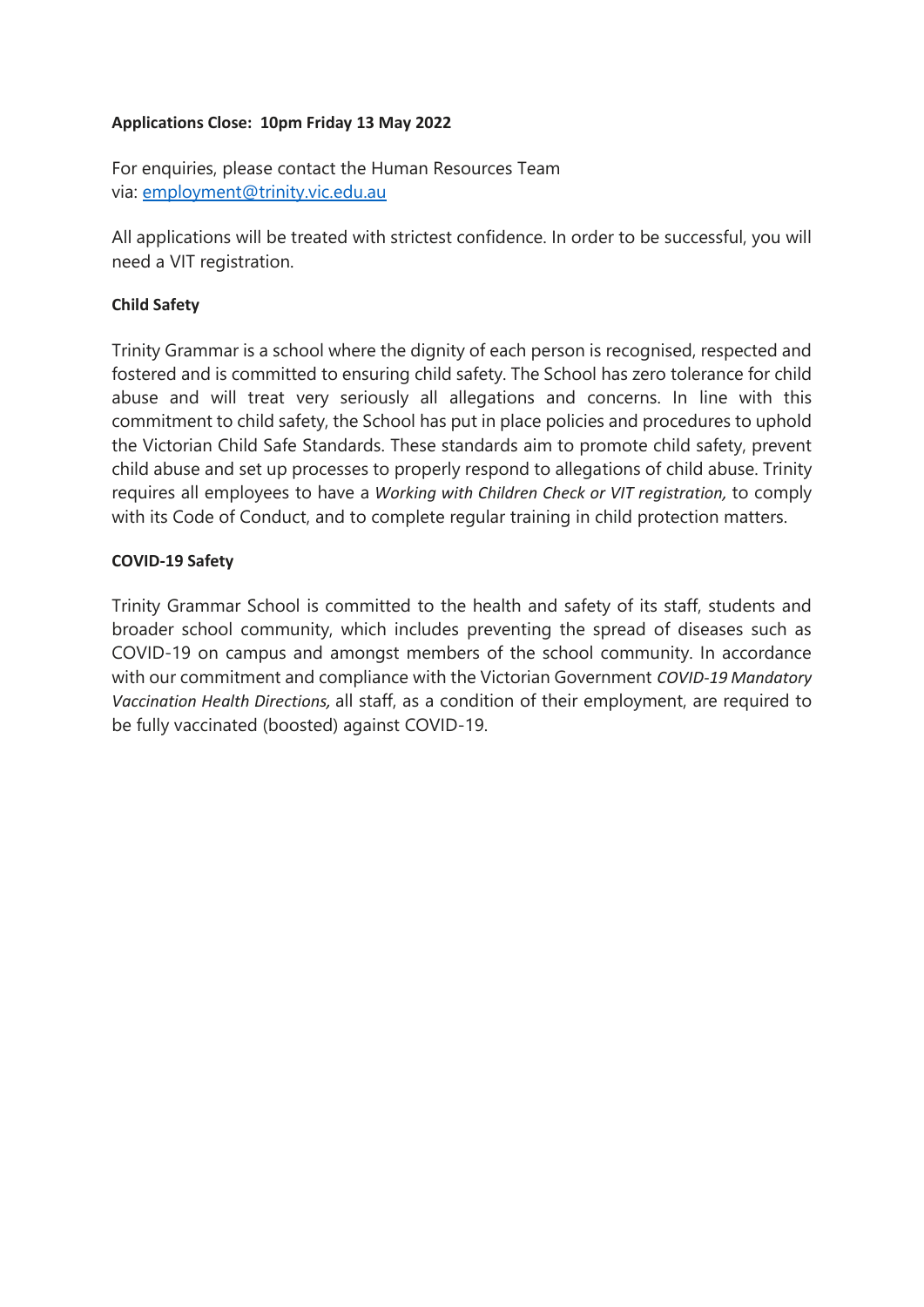**Applications Close: 10pm Friday 13 May 2022**

For enquiries, please contact the Human Resources Team via: employment@trinity.vic.edu.au

All applications will be treated with strictest confidence. In order to be successful, you will need a VIT registration.

**Child Safety**

Trinity Grammar is a school where the dignity of each person is recognised, respected and fostered and is committed to ensuring child safety. The School has zero tolerance for child abuse and will treat very seriously all allegations and concerns. In line with this commitment to child safety, the School has put in place policies and procedures to uphold the Victorian Child Safe Standards. These standards aim to promote child safety, prevent child abuse and set up processes to properly respond to allegations of child abuse. Trinity requires all employees to have a *Working with Children Check or VIT registration,* to comply with its Code of Conduct, and to complete regular training in child protection matters.

**COVID-19 Safety**

Trinity Grammar School is committed to the health and safety of its staff, students and broader school community, which includes preventing the spread of diseases such as COVID-19 on campus and amongst members of the school community. In accordance with our commitment and compliance with the Victorian Government *COVID-19 Mandatory Vaccination Health Directions,* all staff, as a condition of their employment, are required to be fully vaccinated (boosted) against COVID-19.